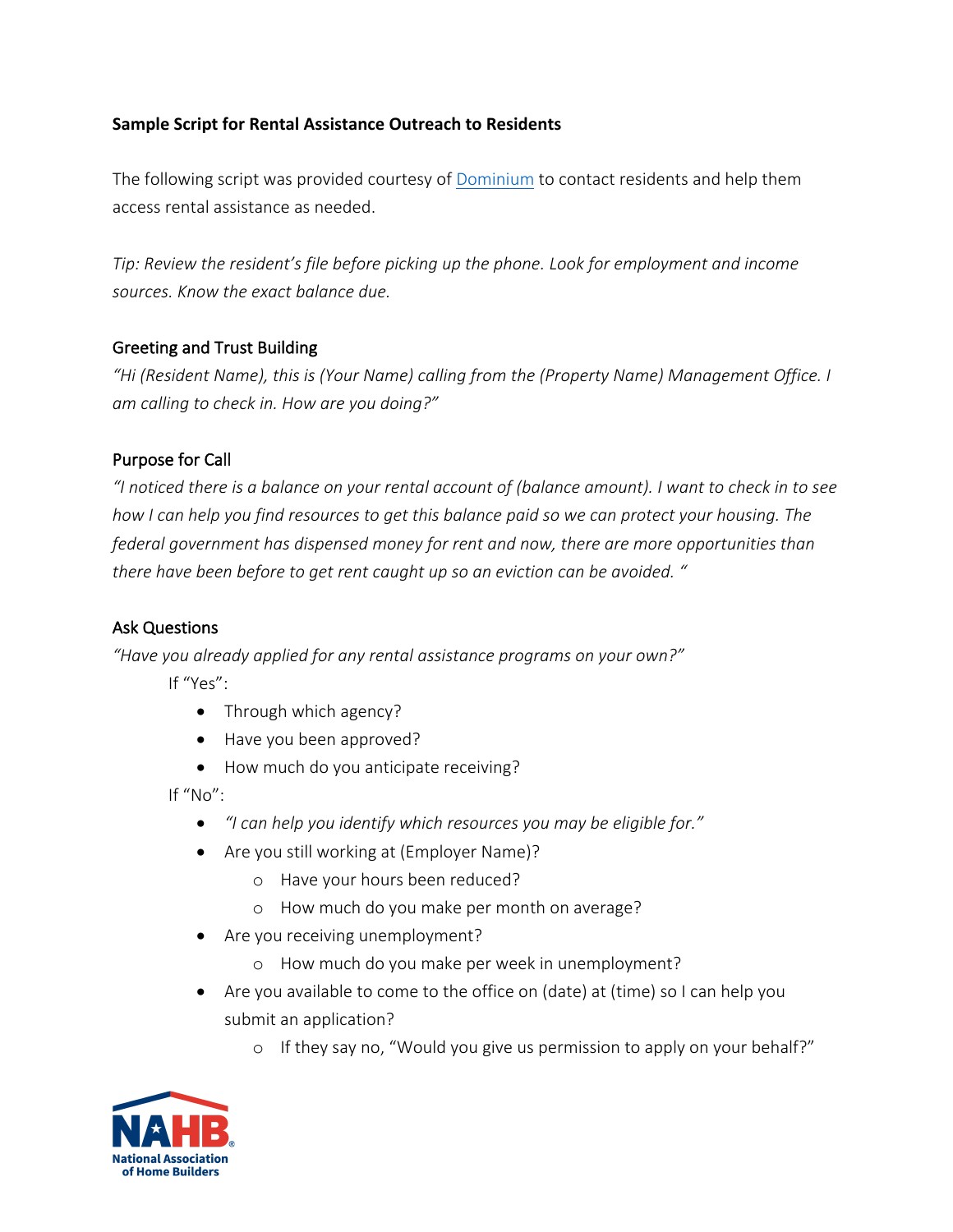**Sample Script for Rental Assistance Outreach to Residents**

The following script was provided courtesy of [Dominium](Dominium) to contact residents and help them access rental assistance as needed.

*Tip: Review the resident's file before picking up the phone. Look for employment and income sources. Know the exact balance due.*

## Greeting and Trust Building

*"Hi (Resident Name), this is (Your Name) calling from the (Property Name) Management Office. I am calling to check in. How are you doing?"*

## Purpose for Call

*"I noticed there is a balance on your rental account of (balance amount). I want to check in to see how I can help you find resources to get this balance paid so we can protect your housing. The federal government has dispensed money for rent and now, there are more opportunities than there have been before to get rent caught up so an eviction can be avoided. "*

## Ask Questions

*"Have you already applied for any rental assistance programs on your own?"*

If "Yes":

- Through which agency?
- Have you been approved?
- How much do you anticipate receiving?

If "No":

- *"I can help you identify which resources you may be eligible for."*
- Are you still working at (Employer Name)?
  - Have your hours been reduced?
  - How much do you make per month on average?
- Are you receiving unemployment?
  - How much do you make per week in unemployment?
- Are you available to come to the office on (date) at (time) so I can help you submit an application?
  - If they say no, "Would you give us permission to apply on your behalf?"

NAHB National Association of Home Builders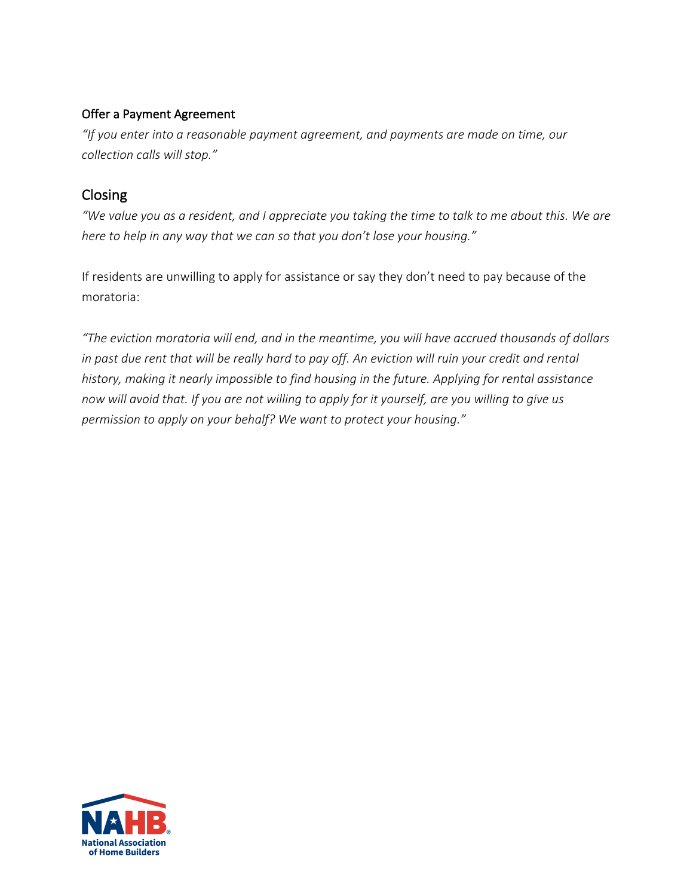### Offer a Payment Agreement

*"If you enter into a reasonable payment agreement, and payments are made on time, our collection calls will stop."*

## Closing

*"We value you as a resident, and I appreciate you taking the time to talk to me about this. We are here to help in any way that we can so that you don't lose your housing."*

If residents are unwilling to apply for assistance or say they don't need to pay because of the moratoria:

*"The eviction moratoria will end, and in the meantime, you will have accrued thousands of dollars in past due rent that will be really hard to pay off. An eviction will ruin your credit and rental history, making it nearly impossible to find housing in the future. Applying for rental assistance now will avoid that. If you are not willing to apply for it yourself, are you willing to give us permission to apply on your behalf? We want to protect your housing."*

NAHB® National Association of Home Builders